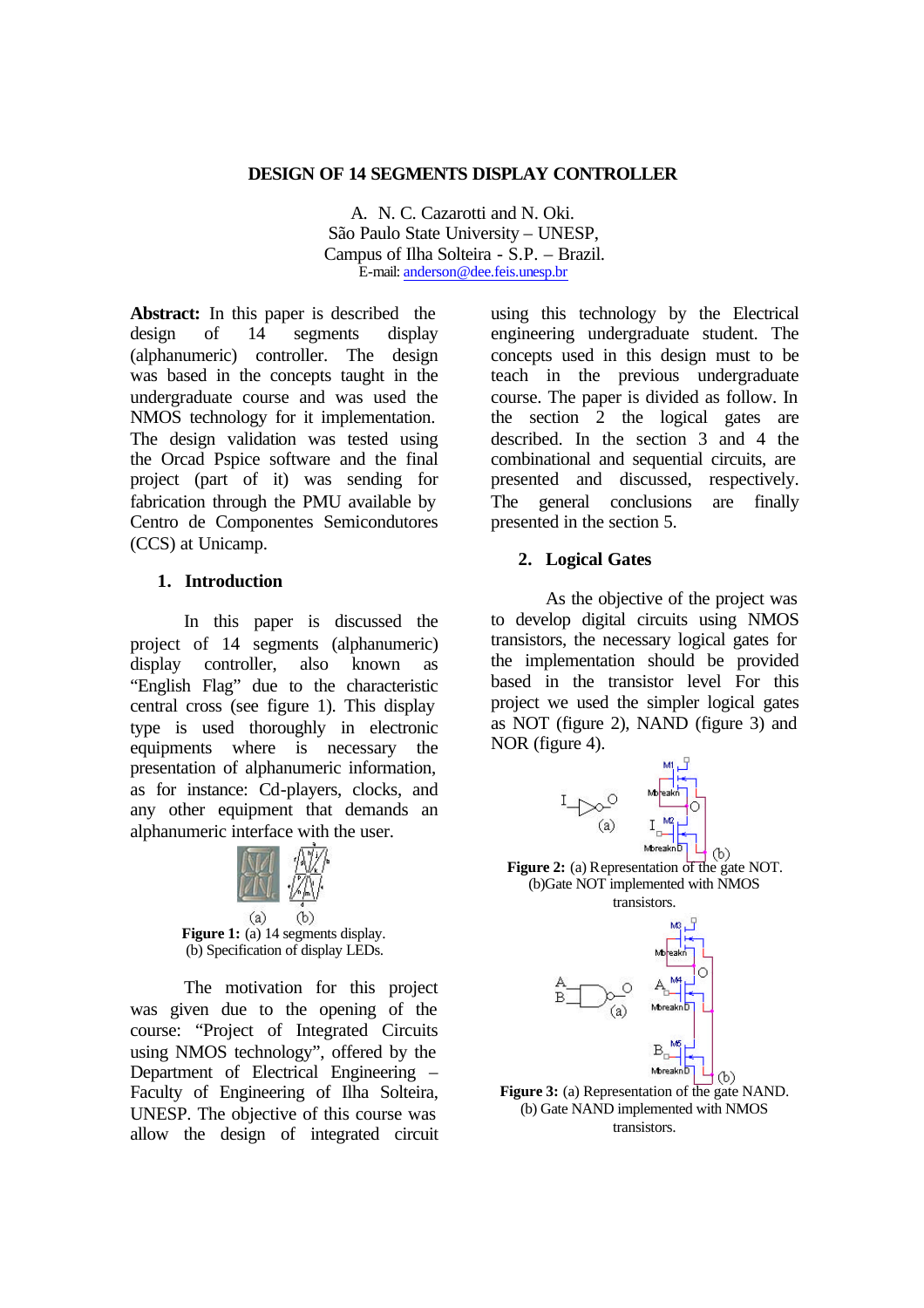# DESIGN OF 14 SEGMENTS DISPLAY CONTROLLER

A. N. C. Cazarotti and N. Oki.
São Paulo State University – UNESP,
Campus of Ilha Solteira - S.P. – Brazil.
E-mail: anderson@dee.feis.unesp.br

**Abstract:** In this paper is described the design of 14 segments display (alphanumeric) controller. The design was based in the concepts taught in the undergraduate course and was used the NMOS technology for it implementation. The design validation was tested using the Orcad Pspice software and the final project (part of it) was sending for fabrication through the PMU available by Centro de Componentes Semicondutores (CCS) at Unicamp.

## 1. Introduction

In this paper is discussed the project of 14 segments (alphanumeric) display controller, also known as "English Flag" due to the characteristic central cross (see figure 1). This display type is used thoroughly in electronic equipments where is necessary the presentation of alphanumeric information, as for instance: Cd-players, clocks, and any other equipment that demands an alphanumeric interface with the user.

**Figure 1:** (a) 14 segments display. (b) Specification of display LEDs.

The motivation for this project was given due to the opening of the course: "Project of Integrated Circuits using NMOS technology", offered by the Department of Electrical Engineering – Faculty of Engineering of Ilha Solteira, UNESP. The objective of this course was allow the design of integrated circuit using this technology by the Electrical engineering undergraduate student. The concepts used in this design must to be teach in the previous undergraduate course. The paper is divided as follow. In the section 2 the logical gates are described. In the section 3 and 4 the combinational and sequential circuits, are presented and discussed, respectively. The general conclusions are finally presented in the section 5.

## 2. Logical Gates

As the objective of the project was to develop digital circuits using NMOS transistors, the necessary logical gates for the implementation should be provided based in the transistor level For this project we used the simpler logical gates as NOT (figure 2), NAND (figure 3) and NOR (figure 4).

**Figure 2:** (a) Representation of the gate NOT. (b)Gate NOT implemented with NMOS transistors.

**Figure 3:** (a) Representation of the gate NAND. (b) Gate NAND implemented with NMOS transistors.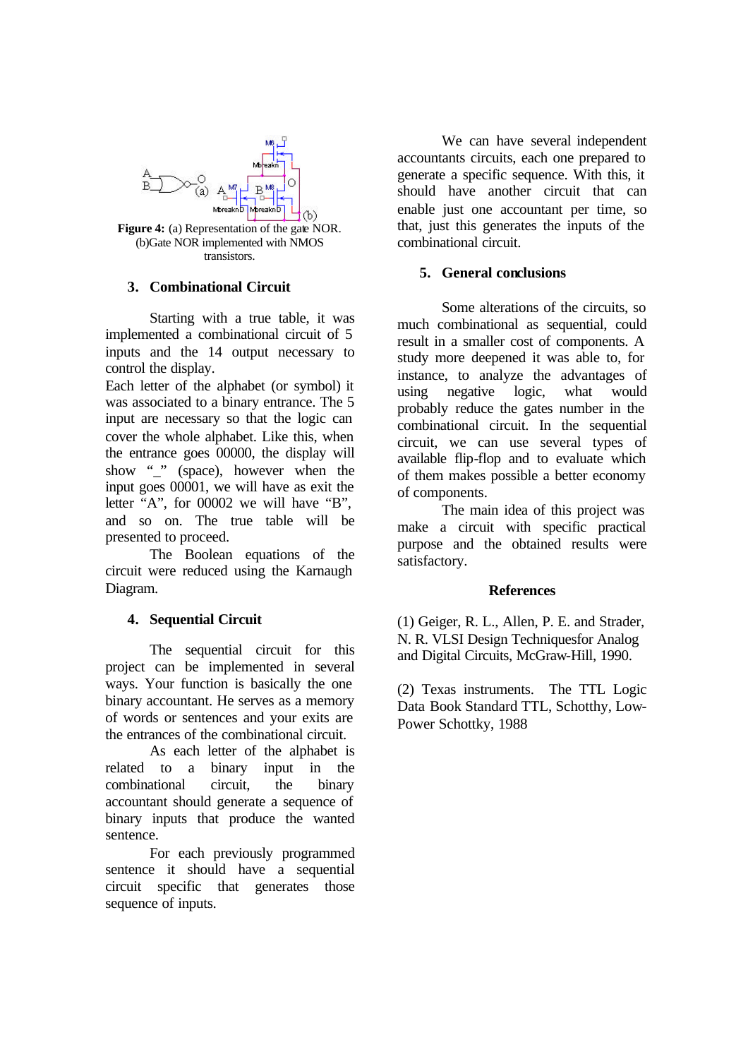A
B
(a)
A
B
M6
Mbreakn
M7
M8
MbreaknD
MbreaknD
(b)

**Figure 4:** (a) Representation of the gate NOR. (b)Gate NOR implemented with NMOS transistors.

## 3. Combinational Circuit

Starting with a true table, it was implemented a combinational circuit of 5 inputs and the 14 output necessary to control the display.

Each letter of the alphabet (or symbol) it was associated to a binary entrance. The 5 input are necessary so that the logic can cover the whole alphabet. Like this, when the entrance goes 00000, the display will show "_" (space), however when the input goes 00001, we will have as exit the letter "A", for 00002 we will have "B", and so on. The true table will be presented to proceed.

The Boolean equations of the circuit were reduced using the Karnaugh Diagram.

## 4. Sequential Circuit

The sequential circuit for this project can be implemented in several ways. Your function is basically the one binary accountant. He serves as a memory of words or sentences and your exits are the entrances of the combinational circuit.

As each letter of the alphabet is related to a binary input in the combinational circuit, the binary accountant should generate a sequence of binary inputs that produce the wanted sentence.

For each previously programmed sentence it should have a sequential circuit specific that generates those sequence of inputs.

We can have several independent accountants circuits, each one prepared to generate a specific sequence. With this, it should have another circuit that can enable just one accountant per time, so that, just this generates the inputs of the combinational circuit.

## 5. General conclusions

Some alterations of the circuits, so much combinational as sequential, could result in a smaller cost of components. A study more deepened it was able to, for instance, to analyze the advantages of using negative logic, what would probably reduce the gates number in the combinational circuit. In the sequential circuit, we can use several types of available flip-flop and to evaluate which of them makes possible a better economy of components.

The main idea of this project was make a circuit with specific practical purpose and the obtained results were satisfactory.

## References

(1) Geiger, R. L., Allen, P. E. and Strader, N. R. VLSI Design Techniquesfor Analog and Digital Circuits, McGraw-Hill, 1990.

(2) Texas instruments. The TTL Logic Data Book Standard TTL, Schotthy, Low-Power Schottky, 1988